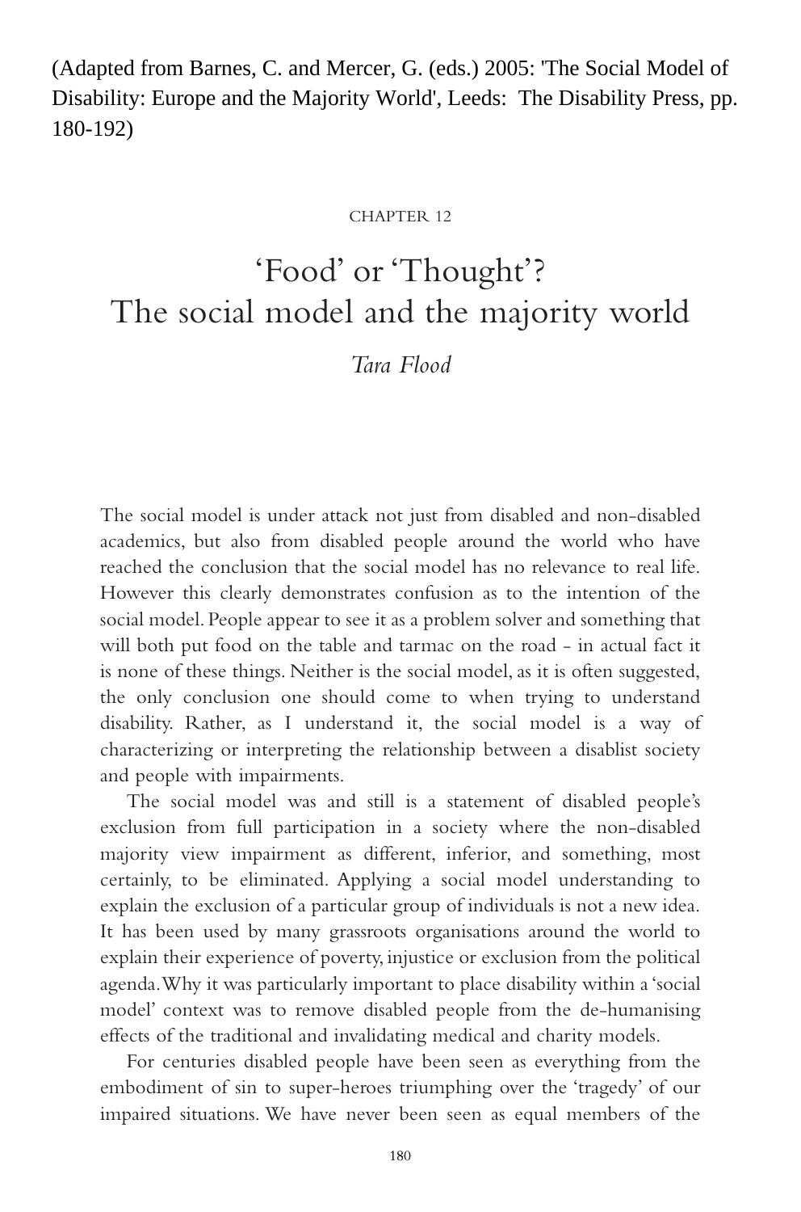(Adapted from Barnes, C. and Mercer, G. (eds.) 2005: 'The Social Model of Disability: Europe and the Majority World', Leeds: The Disability Press, pp. 180-192)

CHAPTER 12

# 'Food' or 'Thought'? The social model and the majority world

*Tara Flood*

The social model is under attack not just from disabled and non-disabled academics, but also from disabled people around the world who have reached the conclusion that the social model has no relevance to real life. However this clearly demonstrates confusion as to the intention of the social model. People appear to see it as a problem solver and something that will both put food on the table and tarmac on the road - in actual fact it is none of these things. Neither is the social model, as it is often suggested, the only conclusion one should come to when trying to understand disability. Rather, as I understand it, the social model is a way of characterizing or interpreting the relationship between a disablist society and people with impairments.

The social model was and still is a statement of disabled people's exclusion from full participation in a society where the non-disabled majority view impairment as different, inferior, and something, most certainly, to be eliminated. Applying a social model understanding to explain the exclusion of a particular group of individuals is not a new idea. It has been used by many grassroots organisations around the world to explain their experience of poverty, injustice or exclusion from the political agenda. Why it was particularly important to place disability within a 'social model' context was to remove disabled people from the de-humanising effects of the traditional and invalidating medical and charity models.

For centuries disabled people have been seen as everything from the embodiment of sin to super-heroes triumphing over the 'tragedy' of our impaired situations. We have never been seen as equal members of the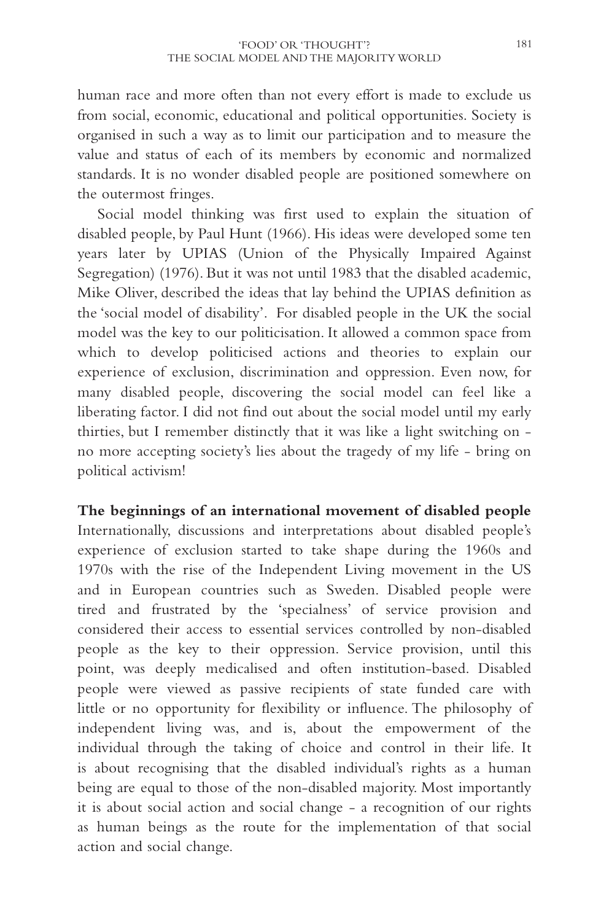human race and more often than not every effort is made to exclude us from social, economic, educational and political opportunities. Society is organised in such a way as to limit our participation and to measure the value and status of each of its members by economic and normalized standards. It is no wonder disabled people are positioned somewhere on the outermost fringes.

Social model thinking was first used to explain the situation of disabled people, by Paul Hunt (1966). His ideas were developed some ten years later by UPIAS (Union of the Physically Impaired Against Segregation) (1976). But it was not until 1983 that the disabled academic, Mike Oliver, described the ideas that lay behind the UPIAS definition as the 'social model of disability'. For disabled people in the UK the social model was the key to our politicisation. It allowed a common space from which to develop politicised actions and theories to explain our experience of exclusion, discrimination and oppression. Even now, for many disabled people, discovering the social model can feel like a liberating factor. I did not find out about the social model until my early thirties, but I remember distinctly that it was like a light switching on - no more accepting society's lies about the tragedy of my life - bring on political activism!

**The beginnings of an international movement of disabled people**

Internationally, discussions and interpretations about disabled people's experience of exclusion started to take shape during the 1960s and 1970s with the rise of the Independent Living movement in the US and in European countries such as Sweden. Disabled people were tired and frustrated by the 'specialness' of service provision and considered their access to essential services controlled by non-disabled people as the key to their oppression. Service provision, until this point, was deeply medicalised and often institution-based. Disabled people were viewed as passive recipients of state funded care with little or no opportunity for flexibility or influence. The philosophy of independent living was, and is, about the empowerment of the individual through the taking of choice and control in their life. It is about recognising that the disabled individual's rights as a human being are equal to those of the non-disabled majority. Most importantly it is about social action and social change - a recognition of our rights as human beings as the route for the implementation of that social action and social change.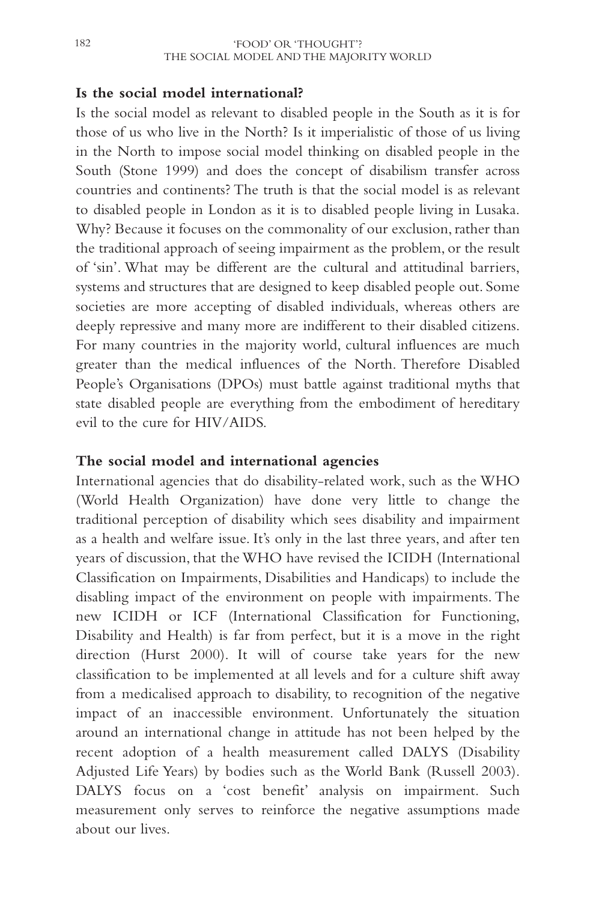## Is the social model international?

Is the social model as relevant to disabled people in the South as it is for those of us who live in the North? Is it imperialistic of those of us living in the North to impose social model thinking on disabled people in the South (Stone 1999) and does the concept of disabilism transfer across countries and continents? The truth is that the social model is as relevant to disabled people in London as it is to disabled people living in Lusaka. Why? Because it focuses on the commonality of our exclusion, rather than the traditional approach of seeing impairment as the problem, or the result of 'sin'. What may be different are the cultural and attitudinal barriers, systems and structures that are designed to keep disabled people out. Some societies are more accepting of disabled individuals, whereas others are deeply repressive and many more are indifferent to their disabled citizens. For many countries in the majority world, cultural influences are much greater than the medical influences of the North. Therefore Disabled People's Organisations (DPOs) must battle against traditional myths that state disabled people are everything from the embodiment of hereditary evil to the cure for HIV/AIDS.

## The social model and international agencies

International agencies that do disability-related work, such as the WHO (World Health Organization) have done very little to change the traditional perception of disability which sees disability and impairment as a health and welfare issue. It's only in the last three years, and after ten years of discussion, that the WHO have revised the ICIDH (International Classification on Impairments, Disabilities and Handicaps) to include the disabling impact of the environment on people with impairments. The new ICIDH or ICF (International Classification for Functioning, Disability and Health) is far from perfect, but it is a move in the right direction (Hurst 2000). It will of course take years for the new classification to be implemented at all levels and for a culture shift away from a medicalised approach to disability, to recognition of the negative impact of an inaccessible environment. Unfortunately the situation around an international change in attitude has not been helped by the recent adoption of a health measurement called DALYS (Disability Adjusted Life Years) by bodies such as the World Bank (Russell 2003). DALYS focus on a 'cost benefit' analysis on impairment. Such measurement only serves to reinforce the negative assumptions made about our lives.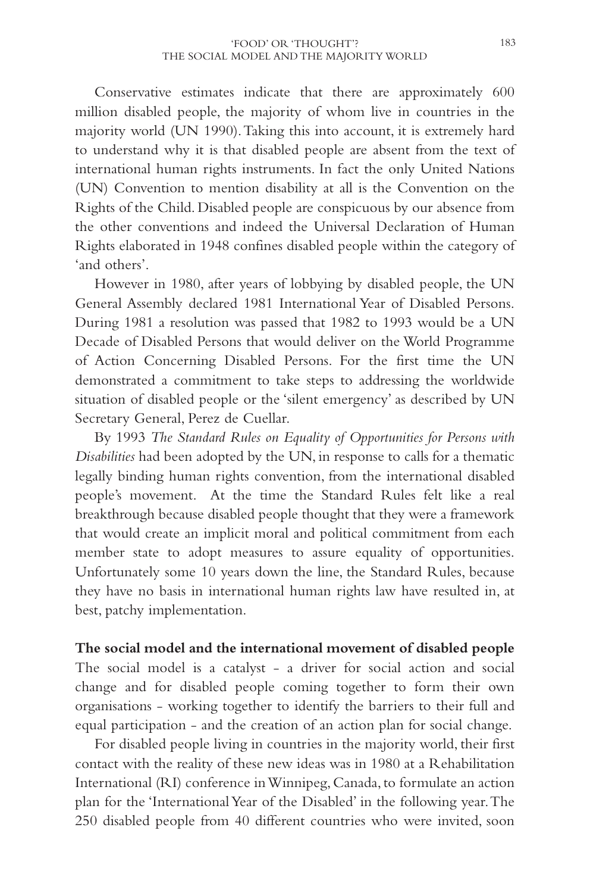Conservative estimates indicate that there are approximately 600 million disabled people, the majority of whom live in countries in the majority world (UN 1990). Taking this into account, it is extremely hard to understand why it is that disabled people are absent from the text of international human rights instruments. In fact the only United Nations (UN) Convention to mention disability at all is the Convention on the Rights of the Child. Disabled people are conspicuous by our absence from the other conventions and indeed the Universal Declaration of Human Rights elaborated in 1948 confines disabled people within the category of 'and others'.

However in 1980, after years of lobbying by disabled people, the UN General Assembly declared 1981 International Year of Disabled Persons. During 1981 a resolution was passed that 1982 to 1993 would be a UN Decade of Disabled Persons that would deliver on the World Programme of Action Concerning Disabled Persons. For the first time the UN demonstrated a commitment to take steps to addressing the worldwide situation of disabled people or the 'silent emergency' as described by UN Secretary General, Perez de Cuellar.

By 1993 *The Standard Rules on Equality of Opportunities for Persons with Disabilities* had been adopted by the UN, in response to calls for a thematic legally binding human rights convention, from the international disabled people's movement. At the time the Standard Rules felt like a real breakthrough because disabled people thought that they were a framework that would create an implicit moral and political commitment from each member state to adopt measures to assure equality of opportunities. Unfortunately some 10 years down the line, the Standard Rules, because they have no basis in international human rights law have resulted in, at best, patchy implementation.

**The social model and the international movement of disabled people**

The social model is a catalyst - a driver for social action and social change and for disabled people coming together to form their own organisations - working together to identify the barriers to their full and equal participation - and the creation of an action plan for social change.

For disabled people living in countries in the majority world, their first contact with the reality of these new ideas was in 1980 at a Rehabilitation International (RI) conference in Winnipeg, Canada, to formulate an action plan for the 'International Year of the Disabled' in the following year. The 250 disabled people from 40 different countries who were invited, soon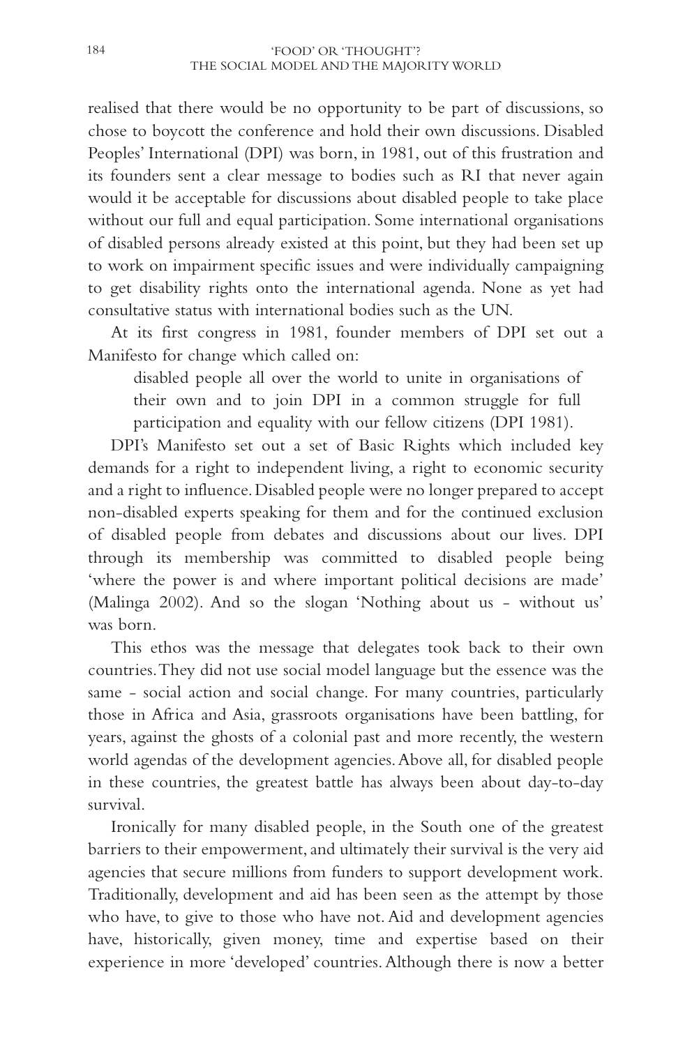realised that there would be no opportunity to be part of discussions, so chose to boycott the conference and hold their own discussions. Disabled Peoples' International (DPI) was born, in 1981, out of this frustration and its founders sent a clear message to bodies such as RI that never again would it be acceptable for discussions about disabled people to take place without our full and equal participation. Some international organisations of disabled persons already existed at this point, but they had been set up to work on impairment specific issues and were individually campaigning to get disability rights onto the international agenda. None as yet had consultative status with international bodies such as the UN.

At its first congress in 1981, founder members of DPI set out a Manifesto for change which called on:

> disabled people all over the world to unite in organisations of their own and to join DPI in a common struggle for full participation and equality with our fellow citizens (DPI 1981).

DPI's Manifesto set out a set of Basic Rights which included key demands for a right to independent living, a right to economic security and a right to influence. Disabled people were no longer prepared to accept non-disabled experts speaking for them and for the continued exclusion of disabled people from debates and discussions about our lives. DPI through its membership was committed to disabled people being 'where the power is and where important political decisions are made' (Malinga 2002). And so the slogan 'Nothing about us - without us' was born.

This ethos was the message that delegates took back to their own countries. They did not use social model language but the essence was the same - social action and social change. For many countries, particularly those in Africa and Asia, grassroots organisations have been battling, for years, against the ghosts of a colonial past and more recently, the western world agendas of the development agencies. Above all, for disabled people in these countries, the greatest battle has always been about day-to-day survival.

Ironically for many disabled people, in the South one of the greatest barriers to their empowerment, and ultimately their survival is the very aid agencies that secure millions from funders to support development work. Traditionally, development and aid has been seen as the attempt by those who have, to give to those who have not. Aid and development agencies have, historically, given money, time and expertise based on their experience in more 'developed' countries. Although there is now a better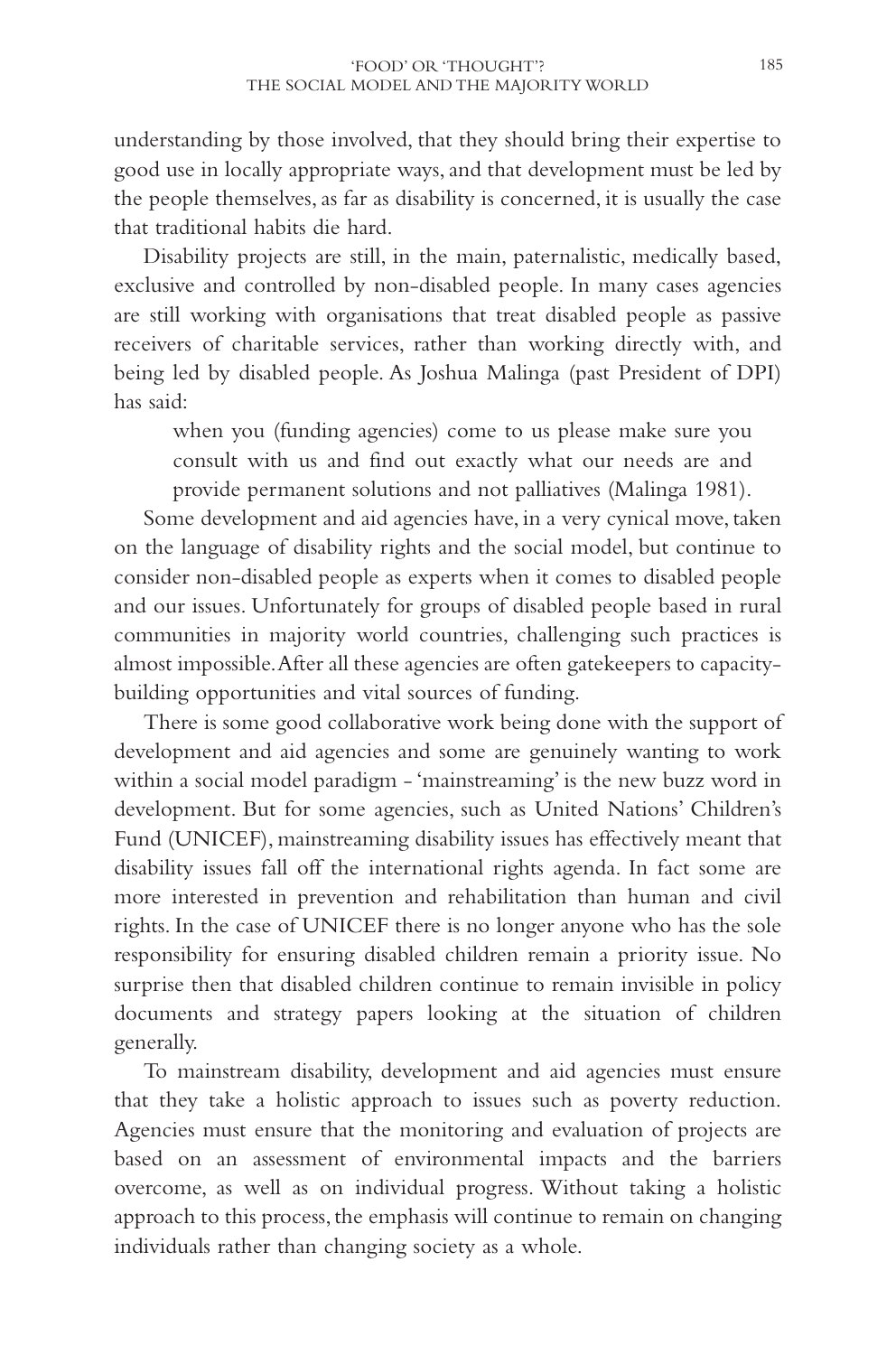understanding by those involved, that they should bring their expertise to good use in locally appropriate ways, and that development must be led by the people themselves, as far as disability is concerned, it is usually the case that traditional habits die hard.

Disability projects are still, in the main, paternalistic, medically based, exclusive and controlled by non-disabled people. In many cases agencies are still working with organisations that treat disabled people as passive receivers of charitable services, rather than working directly with, and being led by disabled people. As Joshua Malinga (past President of DPI) has said:

> when you (funding agencies) come to us please make sure you consult with us and find out exactly what our needs are and provide permanent solutions and not palliatives (Malinga 1981).

Some development and aid agencies have, in a very cynical move, taken on the language of disability rights and the social model, but continue to consider non-disabled people as experts when it comes to disabled people and our issues. Unfortunately for groups of disabled people based in rural communities in majority world countries, challenging such practices is almost impossible. After all these agencies are often gatekeepers to capacity-building opportunities and vital sources of funding.

There is some good collaborative work being done with the support of development and aid agencies and some are genuinely wanting to work within a social model paradigm - 'mainstreaming' is the new buzz word in development. But for some agencies, such as United Nations' Children's Fund (UNICEF), mainstreaming disability issues has effectively meant that disability issues fall off the international rights agenda. In fact some are more interested in prevention and rehabilitation than human and civil rights. In the case of UNICEF there is no longer anyone who has the sole responsibility for ensuring disabled children remain a priority issue. No surprise then that disabled children continue to remain invisible in policy documents and strategy papers looking at the situation of children generally.

To mainstream disability, development and aid agencies must ensure that they take a holistic approach to issues such as poverty reduction. Agencies must ensure that the monitoring and evaluation of projects are based on an assessment of environmental impacts and the barriers overcome, as well as on individual progress. Without taking a holistic approach to this process, the emphasis will continue to remain on changing individuals rather than changing society as a whole.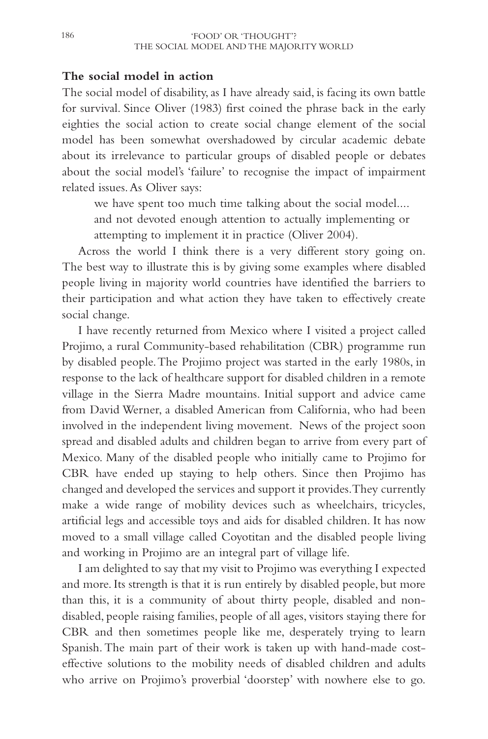**The social model in action**

The social model of disability, as I have already said, is facing its own battle for survival. Since Oliver (1983) first coined the phrase back in the early eighties the social action to create social change element of the social model has been somewhat overshadowed by circular academic debate about its irrelevance to particular groups of disabled people or debates about the social model's 'failure' to recognise the impact of impairment related issues. As Oliver says:

> we have spent too much time talking about the social model.... and not devoted enough attention to actually implementing or attempting to implement it in practice (Oliver 2004).

Across the world I think there is a very different story going on. The best way to illustrate this is by giving some examples where disabled people living in majority world countries have identified the barriers to their participation and what action they have taken to effectively create social change.

I have recently returned from Mexico where I visited a project called Projimo, a rural Community-based rehabilitation (CBR) programme run by disabled people. The Projimo project was started in the early 1980s, in response to the lack of healthcare support for disabled children in a remote village in the Sierra Madre mountains. Initial support and advice came from David Werner, a disabled American from California, who had been involved in the independent living movement. News of the project soon spread and disabled adults and children began to arrive from every part of Mexico. Many of the disabled people who initially came to Projimo for CBR have ended up staying to help others. Since then Projimo has changed and developed the services and support it provides. They currently make a wide range of mobility devices such as wheelchairs, tricycles, artificial legs and accessible toys and aids for disabled children. It has now moved to a small village called Coyotitan and the disabled people living and working in Projimo are an integral part of village life.

I am delighted to say that my visit to Projimo was everything I expected and more. Its strength is that it is run entirely by disabled people, but more than this, it is a community of about thirty people, disabled and non-disabled, people raising families, people of all ages, visitors staying there for CBR and then sometimes people like me, desperately trying to learn Spanish. The main part of their work is taken up with hand-made cost-effective solutions to the mobility needs of disabled children and adults who arrive on Projimo's proverbial 'doorstep' with nowhere else to go.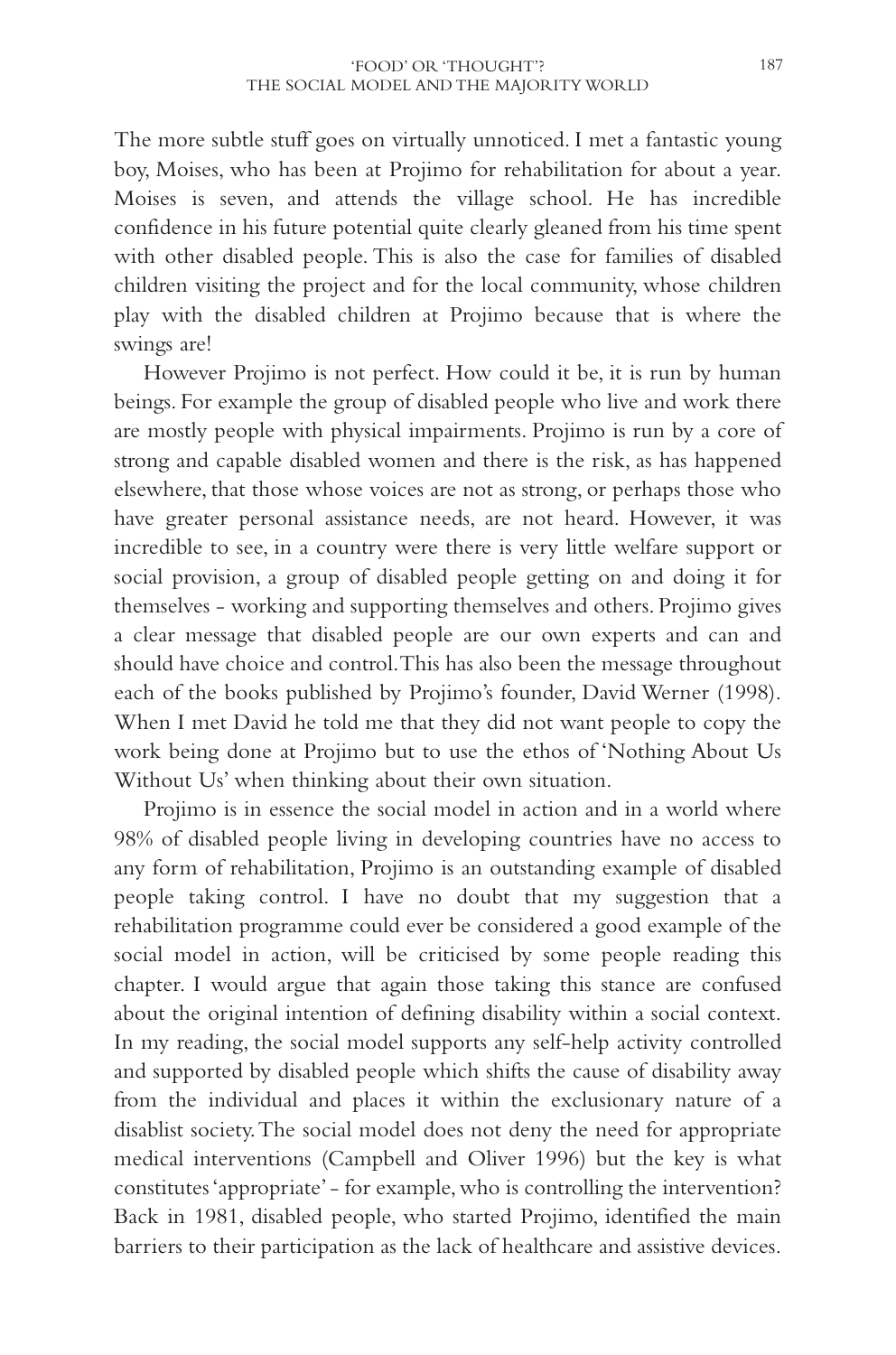The more subtle stuff goes on virtually unnoticed. I met a fantastic young boy, Moises, who has been at Projimo for rehabilitation for about a year. Moises is seven, and attends the village school. He has incredible confidence in his future potential quite clearly gleaned from his time spent with other disabled people. This is also the case for families of disabled children visiting the project and for the local community, whose children play with the disabled children at Projimo because that is where the swings are!

However Projimo is not perfect. How could it be, it is run by human beings. For example the group of disabled people who live and work there are mostly people with physical impairments. Projimo is run by a core of strong and capable disabled women and there is the risk, as has happened elsewhere, that those whose voices are not as strong, or perhaps those who have greater personal assistance needs, are not heard. However, it was incredible to see, in a country were there is very little welfare support or social provision, a group of disabled people getting on and doing it for themselves - working and supporting themselves and others. Projimo gives a clear message that disabled people are our own experts and can and should have choice and control. This has also been the message throughout each of the books published by Projimo's founder, David Werner (1998). When I met David he told me that they did not want people to copy the work being done at Projimo but to use the ethos of 'Nothing About Us Without Us' when thinking about their own situation.

Projimo is in essence the social model in action and in a world where 98% of disabled people living in developing countries have no access to any form of rehabilitation, Projimo is an outstanding example of disabled people taking control. I have no doubt that my suggestion that a rehabilitation programme could ever be considered a good example of the social model in action, will be criticised by some people reading this chapter. I would argue that again those taking this stance are confused about the original intention of defining disability within a social context. In my reading, the social model supports any self-help activity controlled and supported by disabled people which shifts the cause of disability away from the individual and places it within the exclusionary nature of a disablist society. The social model does not deny the need for appropriate medical interventions (Campbell and Oliver 1996) but the key is what constitutes 'appropriate' - for example, who is controlling the intervention? Back in 1981, disabled people, who started Projimo, identified the main barriers to their participation as the lack of healthcare and assistive devices.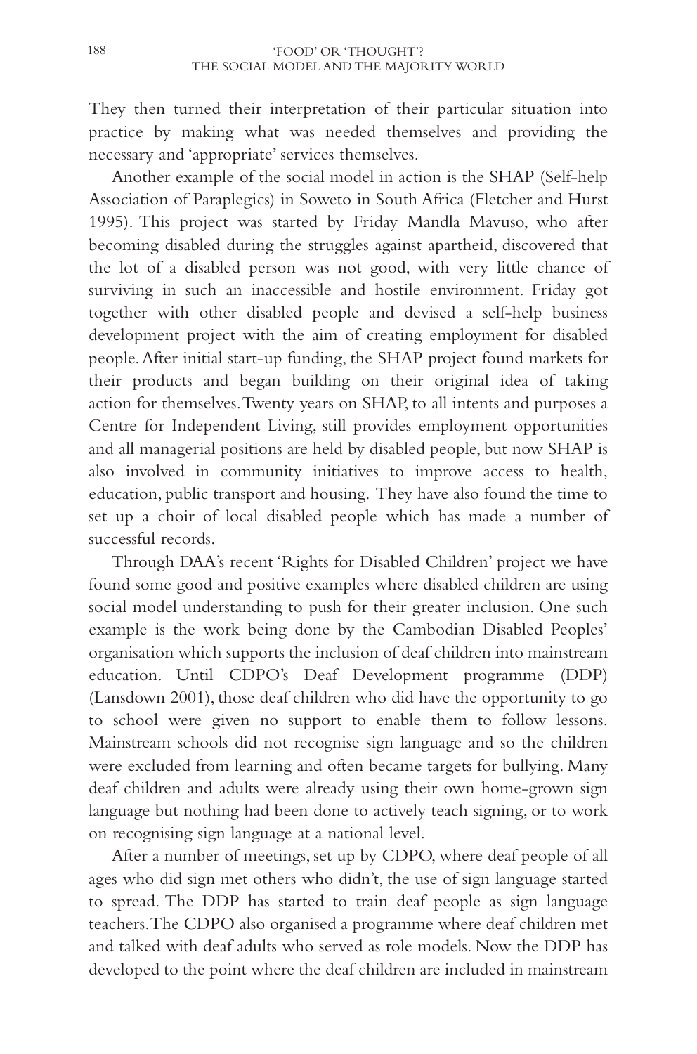They then turned their interpretation of their particular situation into practice by making what was needed themselves and providing the necessary and 'appropriate' services themselves.

Another example of the social model in action is the SHAP (Self-help Association of Paraplegics) in Soweto in South Africa (Fletcher and Hurst 1995). This project was started by Friday Mandla Mavuso, who after becoming disabled during the struggles against apartheid, discovered that the lot of a disabled person was not good, with very little chance of surviving in such an inaccessible and hostile environment. Friday got together with other disabled people and devised a self-help business development project with the aim of creating employment for disabled people. After initial start-up funding, the SHAP project found markets for their products and began building on their original idea of taking action for themselves. Twenty years on SHAP, to all intents and purposes a Centre for Independent Living, still provides employment opportunities and all managerial positions are held by disabled people, but now SHAP is also involved in community initiatives to improve access to health, education, public transport and housing. They have also found the time to set up a choir of local disabled people which has made a number of successful records.

Through DAA's recent 'Rights for Disabled Children' project we have found some good and positive examples where disabled children are using social model understanding to push for their greater inclusion. One such example is the work being done by the Cambodian Disabled Peoples' organisation which supports the inclusion of deaf children into mainstream education. Until CDPO's Deaf Development programme (DDP) (Lansdown 2001), those deaf children who did have the opportunity to go to school were given no support to enable them to follow lessons. Mainstream schools did not recognise sign language and so the children were excluded from learning and often became targets for bullying. Many deaf children and adults were already using their own home-grown sign language but nothing had been done to actively teach signing, or to work on recognising sign language at a national level.

After a number of meetings, set up by CDPO, where deaf people of all ages who did sign met others who didn't, the use of sign language started to spread. The DDP has started to train deaf people as sign language teachers. The CDPO also organised a programme where deaf children met and talked with deaf adults who served as role models. Now the DDP has developed to the point where the deaf children are included in mainstream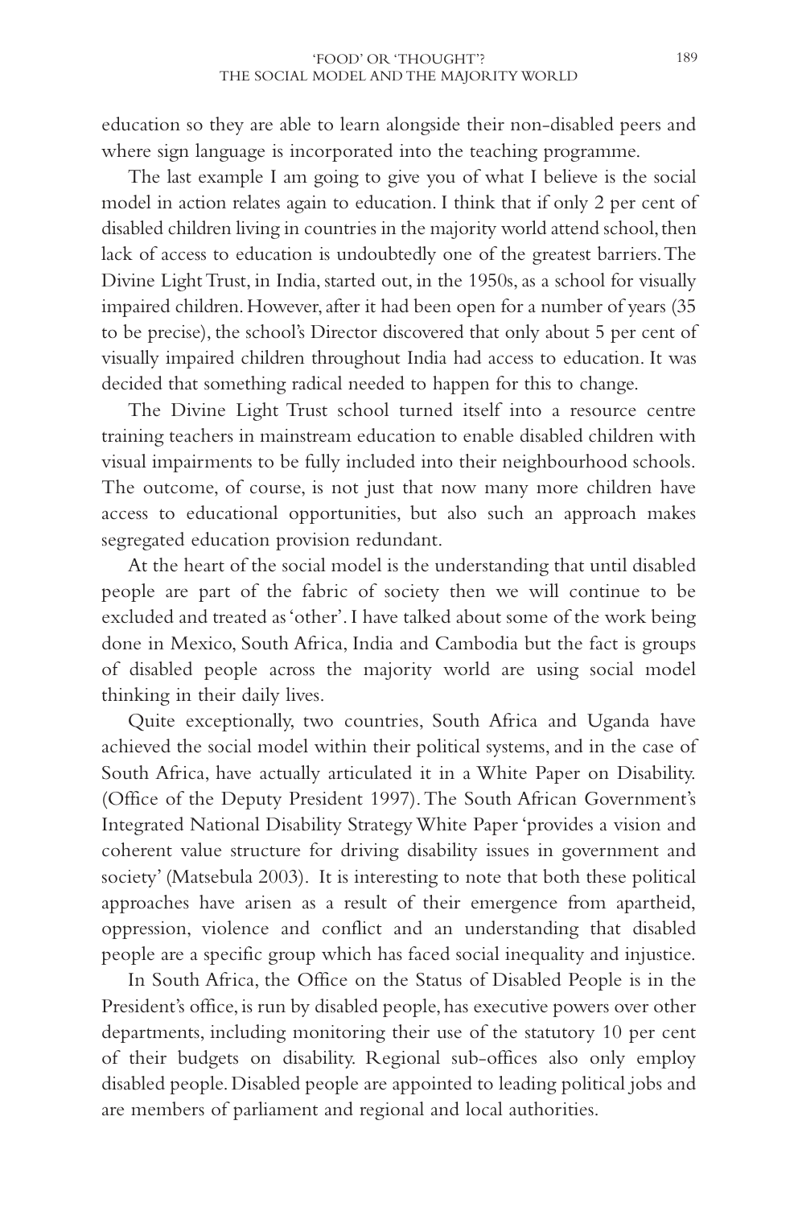education so they are able to learn alongside their non-disabled peers and where sign language is incorporated into the teaching programme.

The last example I am going to give you of what I believe is the social model in action relates again to education. I think that if only 2 per cent of disabled children living in countries in the majority world attend school, then lack of access to education is undoubtedly one of the greatest barriers. The Divine Light Trust, in India, started out, in the 1950s, as a school for visually impaired children. However, after it had been open for a number of years (35 to be precise), the school's Director discovered that only about 5 per cent of visually impaired children throughout India had access to education. It was decided that something radical needed to happen for this to change.

The Divine Light Trust school turned itself into a resource centre training teachers in mainstream education to enable disabled children with visual impairments to be fully included into their neighbourhood schools. The outcome, of course, is not just that now many more children have access to educational opportunities, but also such an approach makes segregated education provision redundant.

At the heart of the social model is the understanding that until disabled people are part of the fabric of society then we will continue to be excluded and treated as 'other'. I have talked about some of the work being done in Mexico, South Africa, India and Cambodia but the fact is groups of disabled people across the majority world are using social model thinking in their daily lives.

Quite exceptionally, two countries, South Africa and Uganda have achieved the social model within their political systems, and in the case of South Africa, have actually articulated it in a White Paper on Disability. (Office of the Deputy President 1997). The South African Government's Integrated National Disability Strategy White Paper 'provides a vision and coherent value structure for driving disability issues in government and society' (Matsebula 2003). It is interesting to note that both these political approaches have arisen as a result of their emergence from apartheid, oppression, violence and conflict and an understanding that disabled people are a specific group which has faced social inequality and injustice.

In South Africa, the Office on the Status of Disabled People is in the President's office, is run by disabled people, has executive powers over other departments, including monitoring their use of the statutory 10 per cent of their budgets on disability. Regional sub-offices also only employ disabled people. Disabled people are appointed to leading political jobs and are members of parliament and regional and local authorities.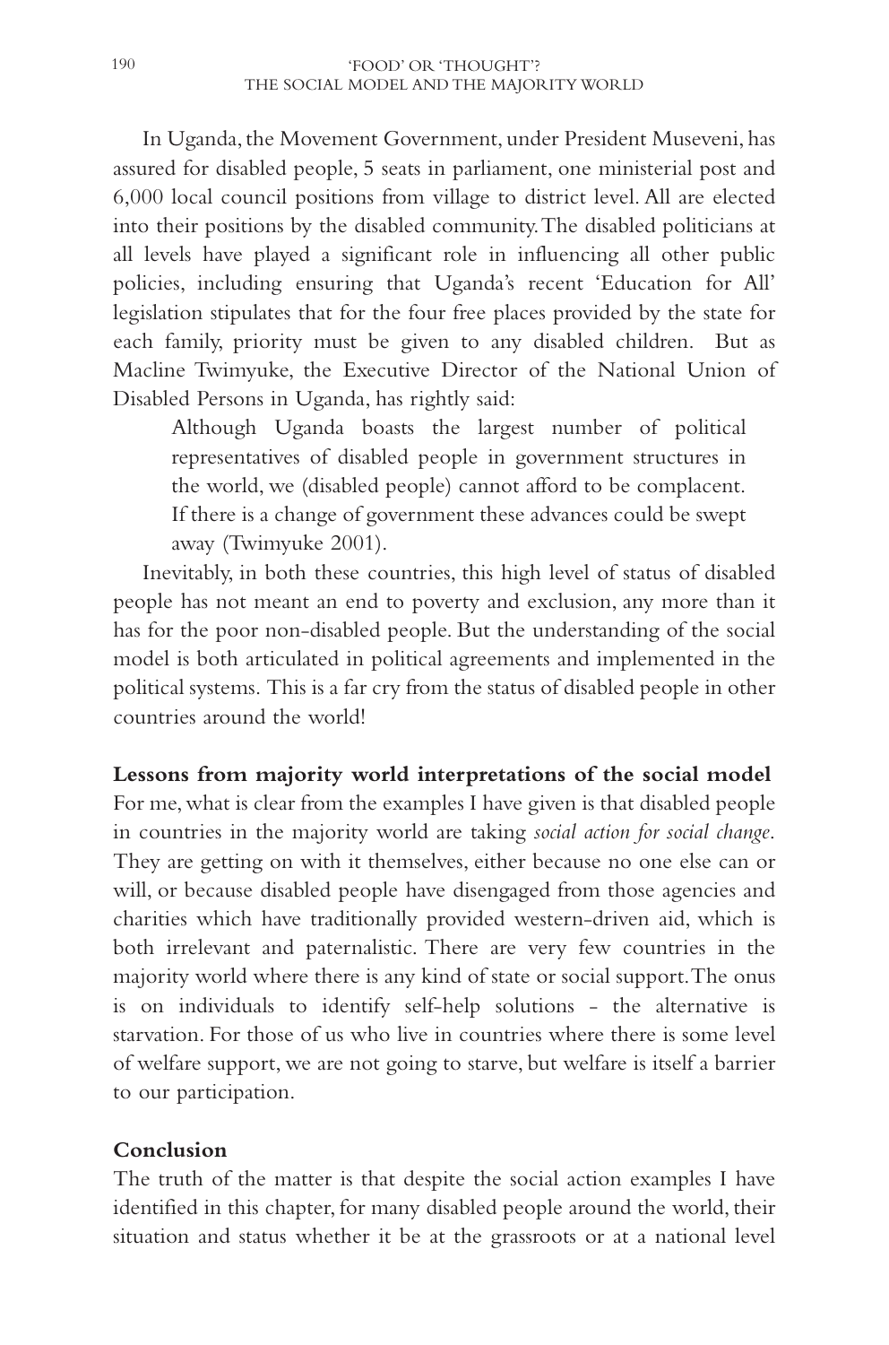In Uganda, the Movement Government, under President Museveni, has assured for disabled people, 5 seats in parliament, one ministerial post and 6,000 local council positions from village to district level. All are elected into their positions by the disabled community. The disabled politicians at all levels have played a significant role in influencing all other public policies, including ensuring that Uganda's recent 'Education for All' legislation stipulates that for the four free places provided by the state for each family, priority must be given to any disabled children. But as Macline Twimyuke, the Executive Director of the National Union of Disabled Persons in Uganda, has rightly said:

> Although Uganda boasts the largest number of political representatives of disabled people in government structures in the world, we (disabled people) cannot afford to be complacent. If there is a change of government these advances could be swept away (Twimyuke 2001).

Inevitably, in both these countries, this high level of status of disabled people has not meant an end to poverty and exclusion, any more than it has for the poor non-disabled people. But the understanding of the social model is both articulated in political agreements and implemented in the political systems. This is a far cry from the status of disabled people in other countries around the world!

**Lessons from majority world interpretations of the social model**

For me, what is clear from the examples I have given is that disabled people in countries in the majority world are taking *social action for social change*. They are getting on with it themselves, either because no one else can or will, or because disabled people have disengaged from those agencies and charities which have traditionally provided western-driven aid, which is both irrelevant and paternalistic. There are very few countries in the majority world where there is any kind of state or social support. The onus is on individuals to identify self-help solutions - the alternative is starvation. For those of us who live in countries where there is some level of welfare support, we are not going to starve, but welfare is itself a barrier to our participation.

**Conclusion**

The truth of the matter is that despite the social action examples I have identified in this chapter, for many disabled people around the world, their situation and status whether it be at the grassroots or at a national level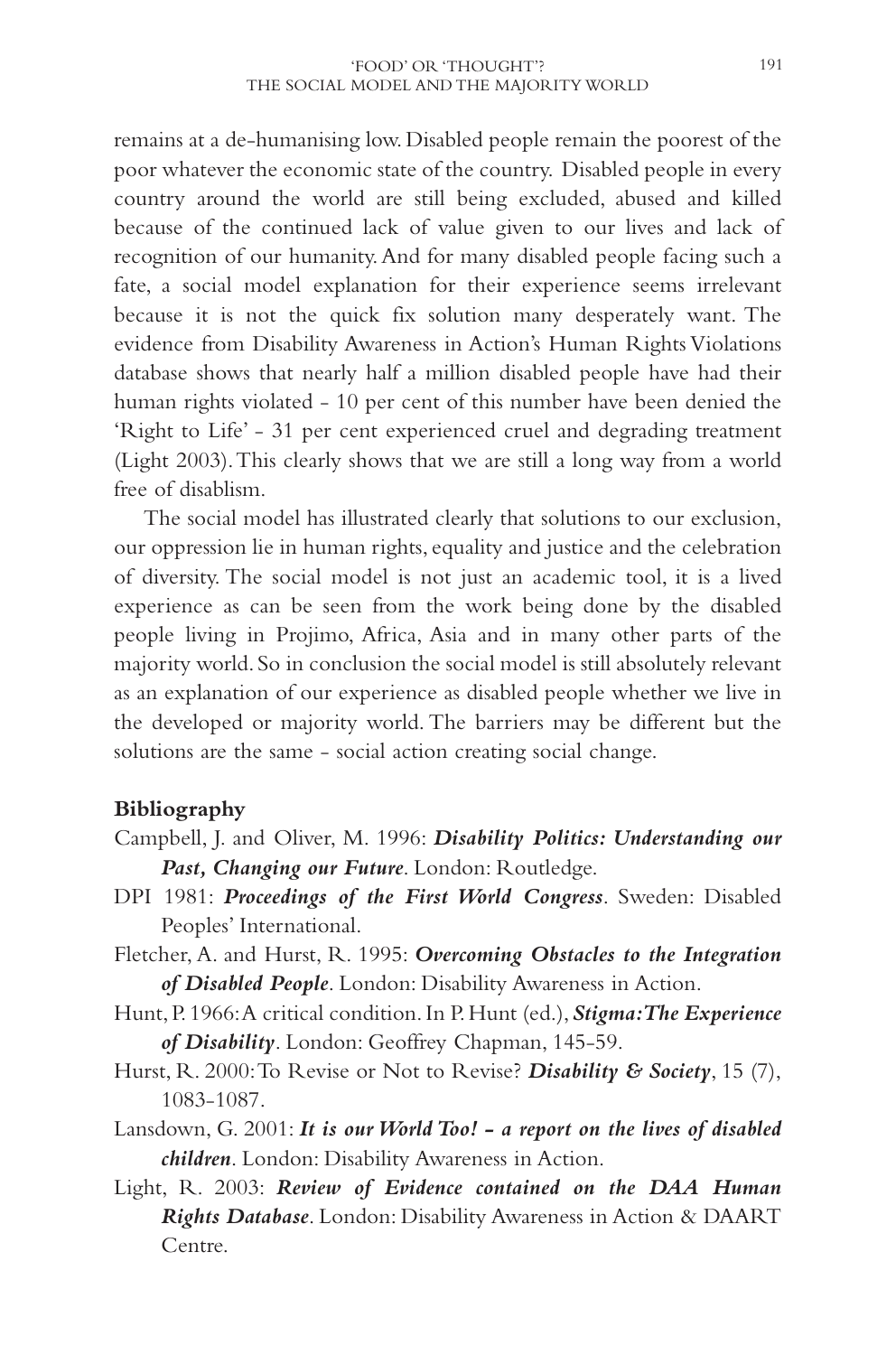remains at a de-humanising low. Disabled people remain the poorest of the poor whatever the economic state of the country. Disabled people in every country around the world are still being excluded, abused and killed because of the continued lack of value given to our lives and lack of recognition of our humanity. And for many disabled people facing such a fate, a social model explanation for their experience seems irrelevant because it is not the quick fix solution many desperately want. The evidence from Disability Awareness in Action's Human Rights Violations database shows that nearly half a million disabled people have had their human rights violated - 10 per cent of this number have been denied the 'Right to Life' - 31 per cent experienced cruel and degrading treatment (Light 2003). This clearly shows that we are still a long way from a world free of disablism.

The social model has illustrated clearly that solutions to our exclusion, our oppression lie in human rights, equality and justice and the celebration of diversity. The social model is not just an academic tool, it is a lived experience as can be seen from the work being done by the disabled people living in Projimo, Africa, Asia and in many other parts of the majority world. So in conclusion the social model is still absolutely relevant as an explanation of our experience as disabled people whether we live in the developed or majority world. The barriers may be different but the solutions are the same - social action creating social change.

## Bibliography

Campbell, J. and Oliver, M. 1996: ***Disability Politics: Understanding our Past, Changing our Future***. London: Routledge.

DPI 1981: ***Proceedings of the First World Congress***. Sweden: Disabled Peoples' International.

Fletcher, A. and Hurst, R. 1995: ***Overcoming Obstacles to the Integration of Disabled People***. London: Disability Awareness in Action.

Hunt, P. 1966: A critical condition. In P. Hunt (ed.), ***Stigma: The Experience of Disability***. London: Geoffrey Chapman, 145-59.

Hurst, R. 2000: To Revise or Not to Revise? ***Disability & Society***, 15 (7), 1083-1087.

Lansdown, G. 2001: ***It is our World Too! - a report on the lives of disabled children***. London: Disability Awareness in Action.

Light, R. 2003: ***Review of Evidence contained on the DAA Human Rights Database***. London: Disability Awareness in Action & DAART Centre.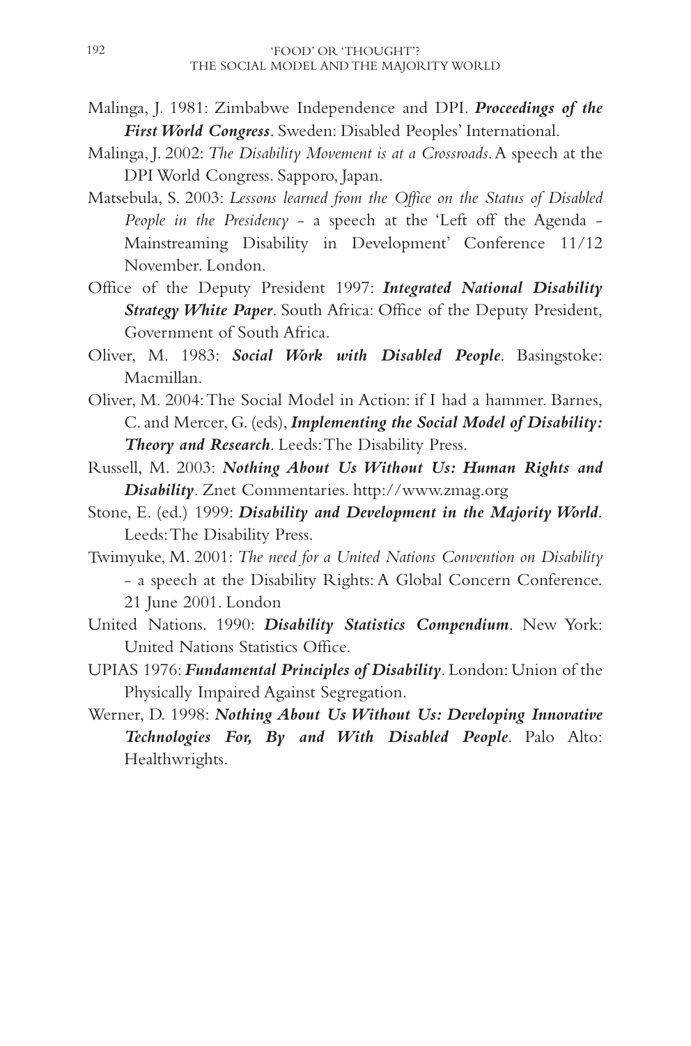Malinga, J. 1981: Zimbabwe Independence and DPI. ***Proceedings of the First World Congress***. Sweden: Disabled Peoples' International.

Malinga, J. 2002: *The Disability Movement is at a Crossroads*. A speech at the DPI World Congress. Sapporo, Japan.

Matsebula, S. 2003: *Lessons learned from the Office on the Status of Disabled People in the Presidency* - a speech at the 'Left off the Agenda - Mainstreaming Disability in Development' Conference 11/12 November. London.

Office of the Deputy President 1997: ***Integrated National Disability Strategy White Paper***. South Africa: Office of the Deputy President, Government of South Africa.

Oliver, M. 1983: ***Social Work with Disabled People***. Basingstoke: Macmillan.

Oliver, M. 2004: The Social Model in Action: if I had a hammer. Barnes, C. and Mercer, G. (eds), ***Implementing the Social Model of Disability: Theory and Research***. Leeds: The Disability Press.

Russell, M. 2003: ***Nothing About Us Without Us: Human Rights and Disability***. Znet Commentaries. http://www.zmag.org

Stone, E. (ed.) 1999: ***Disability and Development in the Majority World***. Leeds: The Disability Press.

Twimyuke, M. 2001: *The need for a United Nations Convention on Disability* - a speech at the Disability Rights: A Global Concern Conference. 21 June 2001. London

United Nations. 1990: ***Disability Statistics Compendium***. New York: United Nations Statistics Office.

UPIAS 1976: ***Fundamental Principles of Disability***. London: Union of the Physically Impaired Against Segregation.

Werner, D. 1998: ***Nothing About Us Without Us: Developing Innovative Technologies For, By and With Disabled People***. Palo Alto: Healthwrights.